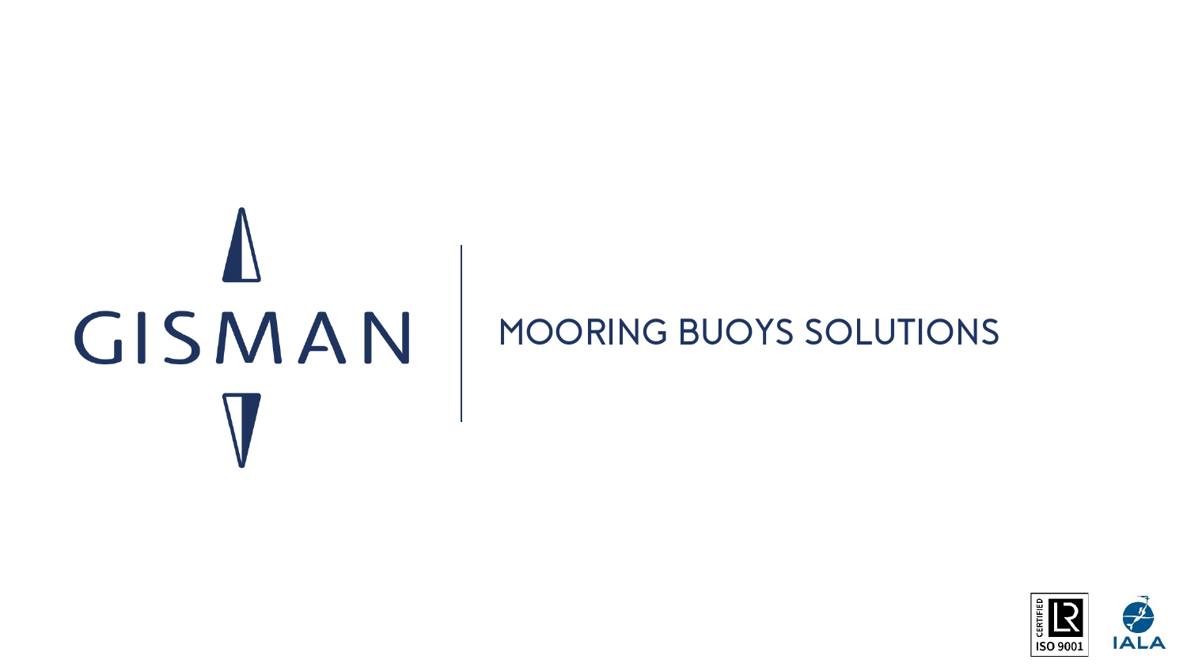# GISMAN

## MOORING BUOYS SOLUTIONS

CERTIFIED ISO 9001

IALA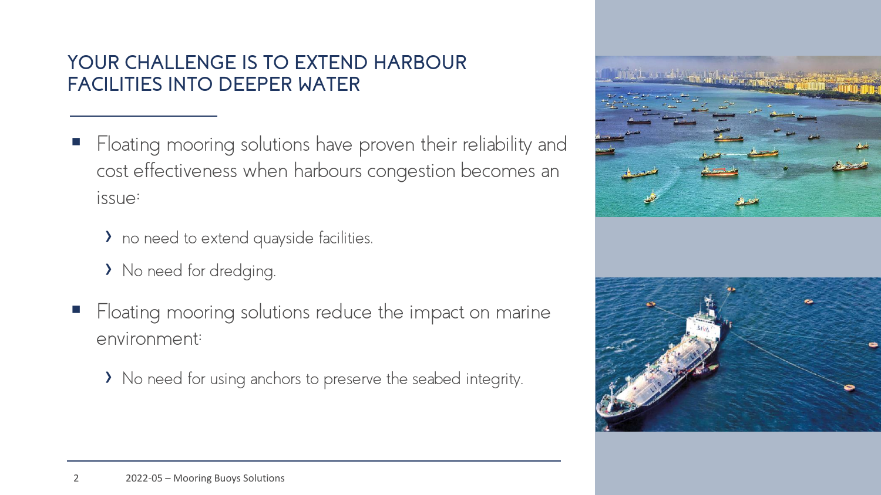## YOUR CHALLENGE IS TO EXTEND HARBOUR FACILITIES INTO DEEPER WATER

- Floating mooring solutions have proven their reliability and cost effectiveness when harbours congestion becomes an issue:
  - no need to extend quayside facilities.
  - No need for dredging.
- Floating mooring solutions reduce the impact on marine environment:
  - No need for using anchors to preserve the seabed integrity.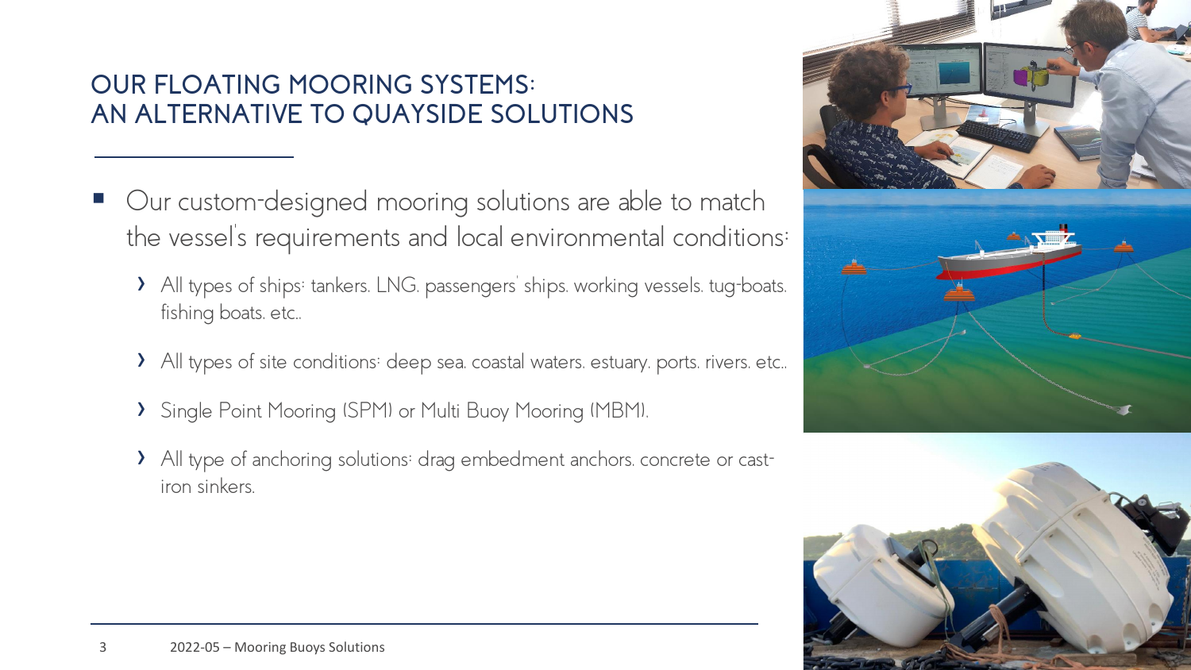# OUR FLOATING MOORING SYSTEMS: AN ALTERNATIVE TO QUAYSIDE SOLUTIONS

- Our custom-designed mooring solutions are able to match the vessel's requirements and local environmental conditions:
  - All types of ships: tankers, LNG, passengers' ships, working vessels, tug-boats, fishing boats, etc..
  - All types of site conditions: deep sea, coastal waters, estuary, ports, rivers, etc..
  - Single Point Mooring (SPM) or Multi Buoy Mooring (MBM).
  - All type of anchoring solutions: drag embedment anchors, concrete or cast-iron sinkers.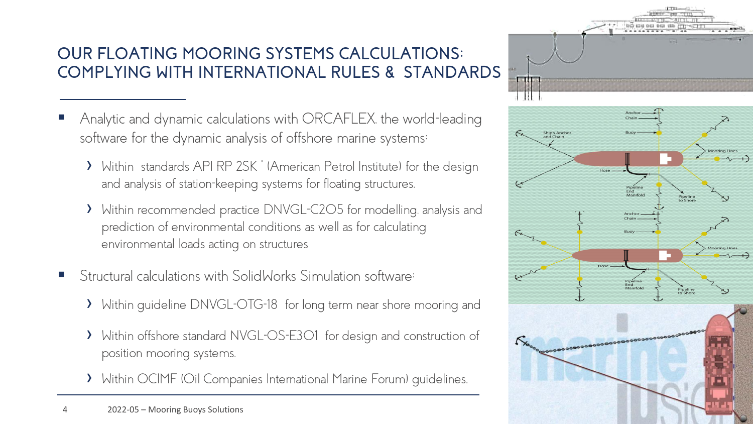# OUR FLOATING MOORING SYSTEMS CALCULATIONS: COMPLYING WITH INTERNATIONAL RULES & STANDARDS

- Analytic and dynamic calculations with ORCAFLEX. the world-leading software for the dynamic analysis of offshore marine systems:
  - Within standards API RP 2SK ' (American Petrol Institute) for the design and analysis of station-keeping systems for floating structures.
  - Within recommended practice DNVGL-C205 for modelling. analysis and prediction of environmental conditions as well as for calculating environmental loads acting on structures
- Structural calculations with SolidWorks Simulation software:
  - Within guideline DNVGL-OTG-18 for long term near shore mooring and
  - Within offshore standard NVGL-OS-E301 for design and construction of position mooring systems.
  - Within OCIMF (Oil Companies International Marine Forum) guidelines.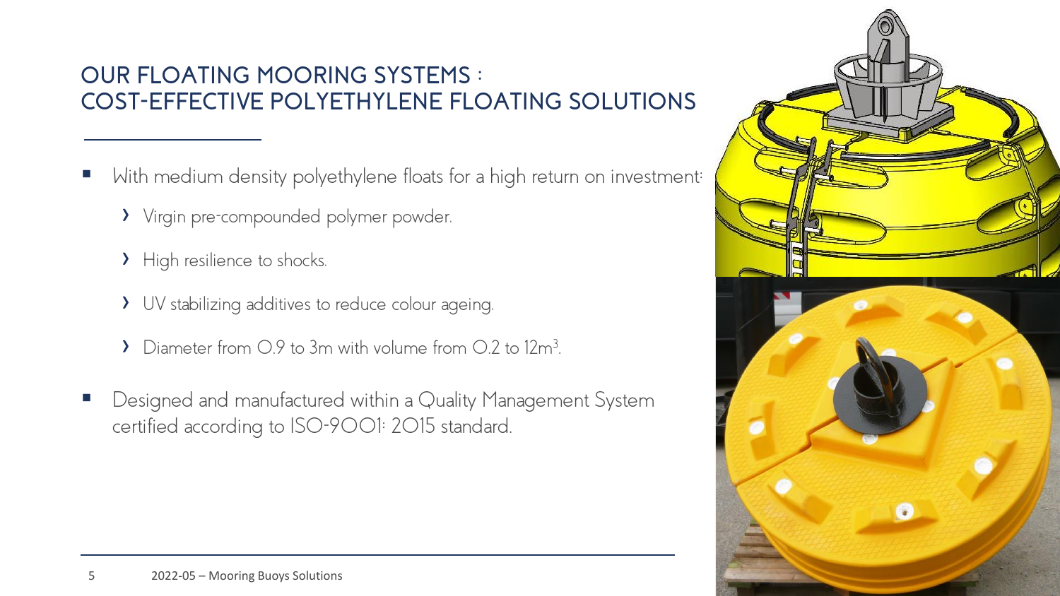# OUR FLOATING MOORING SYSTEMS : COST-EFFECTIVE POLYETHYLENE FLOATING SOLUTIONS

- With medium density polyethylene floats for a high return on investment:
  - Virgin pre-compounded polymer powder.
  - High resilience to shocks.
  - UV stabilizing additives to reduce colour ageing.
  - Diameter from 0.9 to 3m with volume from 0.2 to 12m$^3$.
- Designed and manufactured within a Quality Management System certified according to ISO-9001: 2015 standard.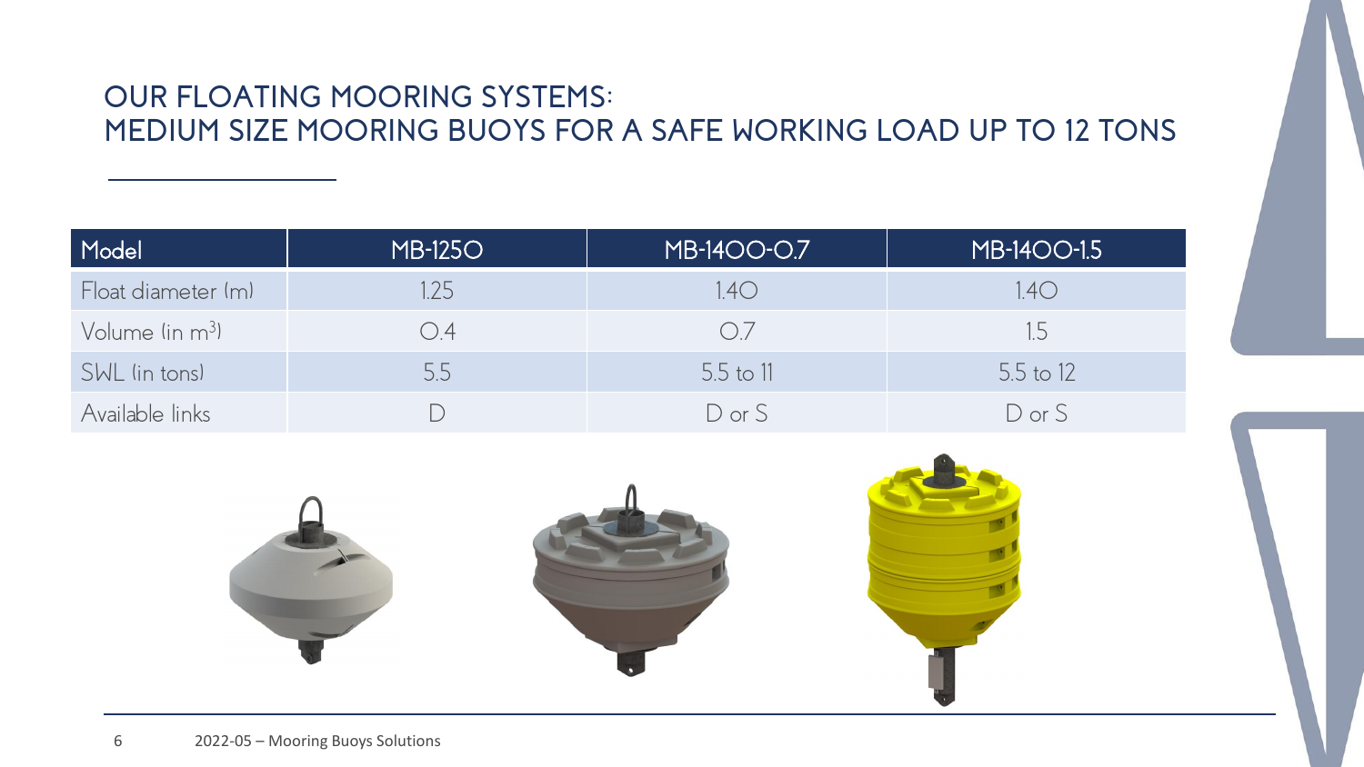# OUR FLOATING MOORING SYSTEMS: MEDIUM SIZE MOORING BUOYS FOR A SAFE WORKING LOAD UP TO 12 TONS

| Model | MB-1250 | MB-1400-0.7 | MB-1400-1.5 |
|---|---|---|---|
| Float diameter (m) | 1.25 | 1.40 | 1.40 |
| Volume (in $m^3$) | 0.4 | 0.7 | 1.5 |
| SWL (in tons) | 5.5 | 5.5 to 11 | 5.5 to 12 |
| Available links | D | D or S | D or S |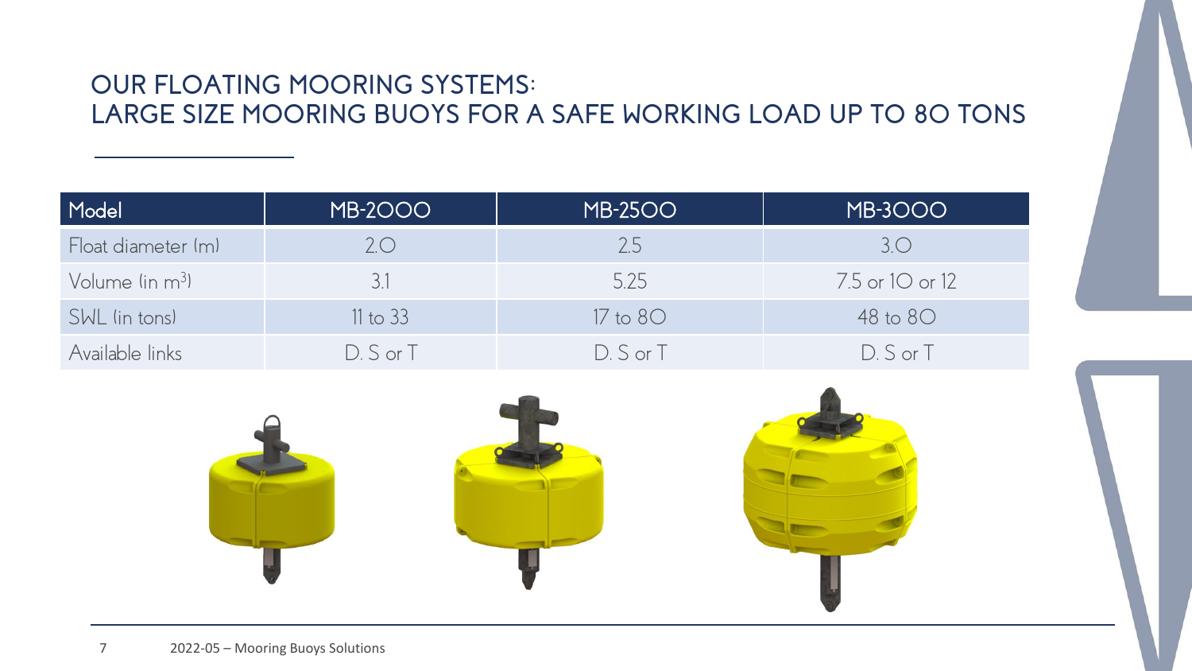# OUR FLOATING MOORING SYSTEMS: LARGE SIZE MOORING BUOYS FOR A SAFE WORKING LOAD UP TO 80 TONS

| Model | MB-2000 | MB-2500 | MB-3000 |
| --- | --- | --- | --- |
| Float diameter (m) | 2.0 | 2.5 | 3.0 |
| Volume (in $m^3$) | 3.1 | 5.25 | 7.5 or 10 or 12 |
| SWL (in tons) | 11 to 33 | 17 to 80 | 48 to 80 |
| Available links | D. S or T | D. S or T | D. S or T |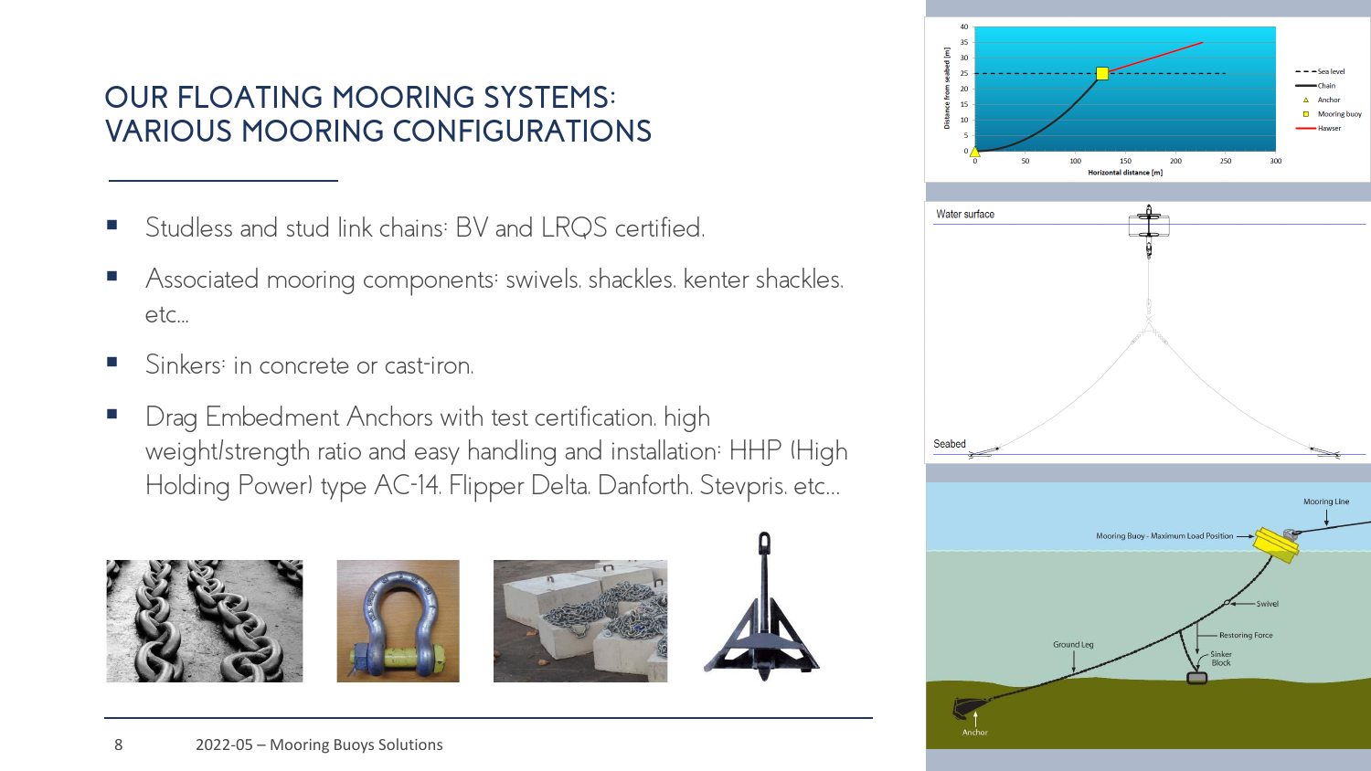# OUR FLOATING MOORING SYSTEMS: VARIOUS MOORING CONFIGURATIONS

- Studless and stud link chains: BV and LRQS certified.
- Associated mooring components: swivels, shackles, kenter shackles, etc…
- Sinkers: in concrete or cast-iron.
- Drag Embedment Anchors with test certification, high weight/strength ratio and easy handling and installation: HHP (High Holding Power) type AC-14, Flipper Delta, Danforth, Stevpris, etc…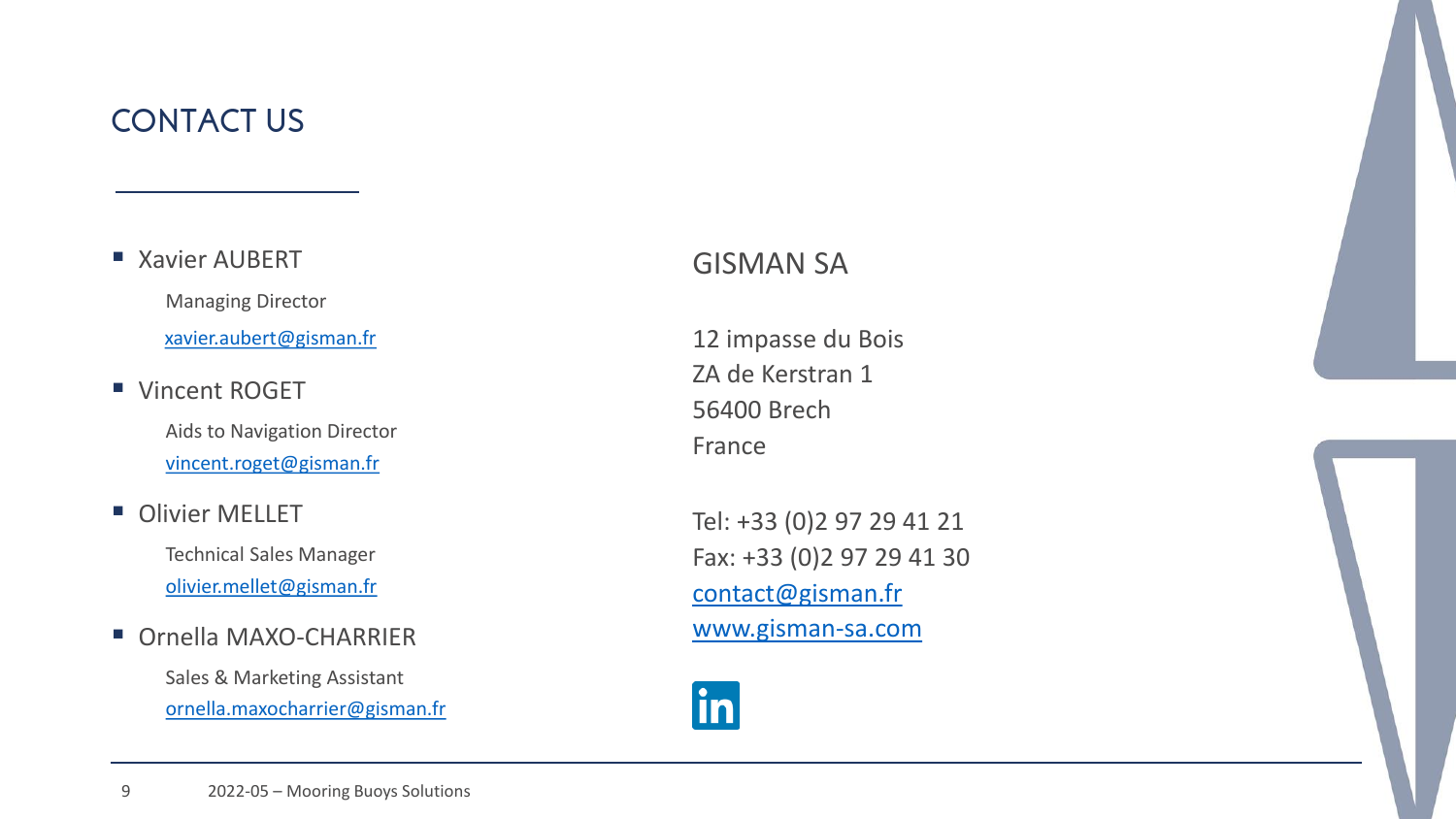# CONTACT US

- Xavier AUBERT

  Managing Director

  xavier.aubert@gisman.fr

- Vincent ROGET

  Aids to Navigation Director

  vincent.roget@gisman.fr

- Olivier MELLET

  Technical Sales Manager

  olivier.mellet@gisman.fr

- Ornella MAXO-CHARRIER

  Sales & Marketing Assistant

  ornella.maxocharrier@gisman.fr

## GISMAN SA

12 impasse du Bois
ZA de Kerstran 1
56400 Brech
France

Tel: +33 (0)2 97 29 41 21
Fax: +33 (0)2 97 29 41 30
contact@gisman.fr
www.gisman-sa.com